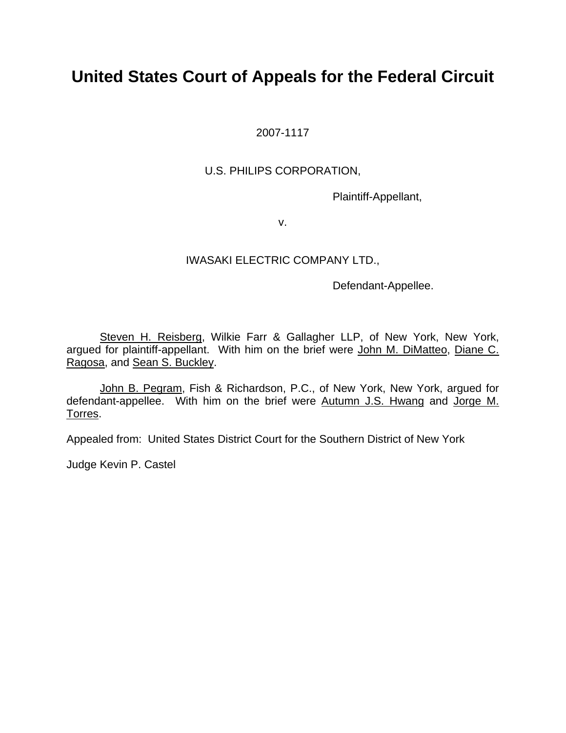# United States Court of Appeals for the Federal Circuit

2007-1117

U.S. PHILIPS CORPORATION,

Plaintiff-Appellant,

v.

IWASAKI ELECTRIC COMPANY LTD.,

Defendant-Appellee.

Steven H. Reisberg, Wilkie Farr & Gallagher LLP, of New York, New York, argued for plaintiff-appellant. With him on the brief were John M. DiMatteo, Diane C. Ragosa, and Sean S. Buckley.

John B. Pegram, Fish & Richardson, P.C., of New York, New York, argued for defendant-appellee. With him on the brief were Autumn J.S. Hwang and Jorge M. Torres.

Appealed from: United States District Court for the Southern District of New York

Judge Kevin P. Castel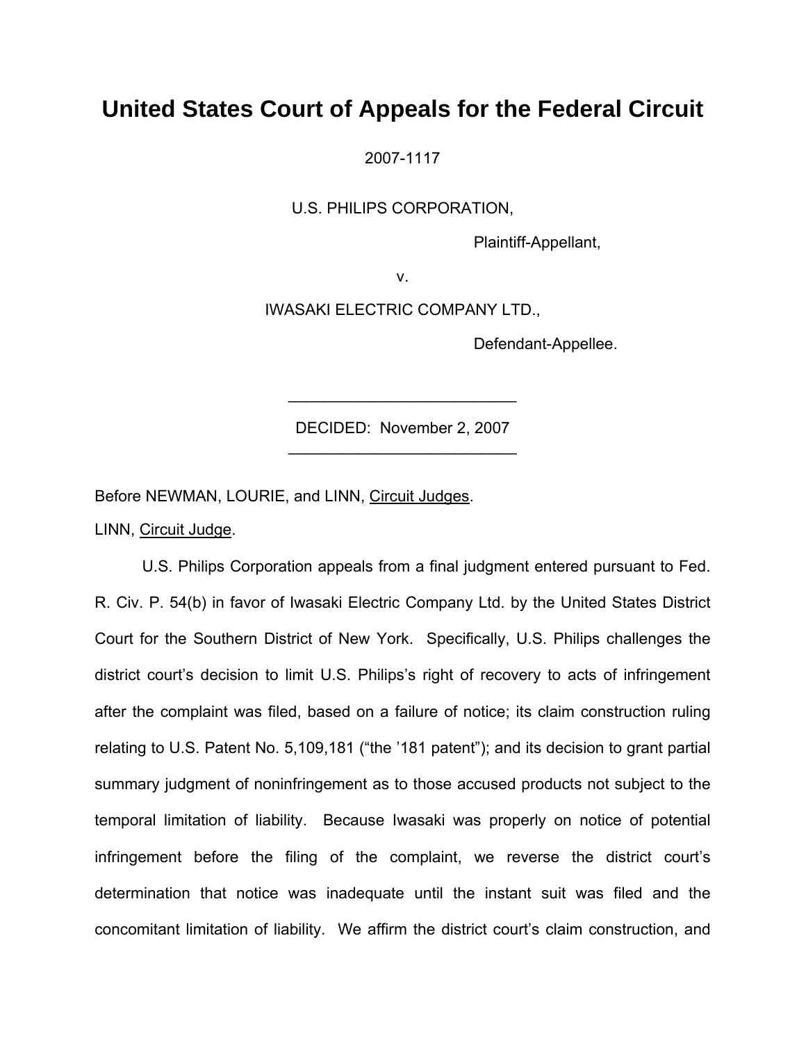# United States Court of Appeals for the Federal Circuit

2007-1117

U.S. PHILIPS CORPORATION,

Plaintiff-Appellant,

v.

IWASAKI ELECTRIC COMPANY LTD.,

Defendant-Appellee.

---

DECIDED: November 2, 2007

---

Before NEWMAN, LOURIE, and LINN, Circuit Judges.

LINN, Circuit Judge.

U.S. Philips Corporation appeals from a final judgment entered pursuant to Fed. R. Civ. P. 54(b) in favor of Iwasaki Electric Company Ltd. by the United States District Court for the Southern District of New York. Specifically, U.S. Philips challenges the district court's decision to limit U.S. Philips's right of recovery to acts of infringement after the complaint was filed, based on a failure of notice; its claim construction ruling relating to U.S. Patent No. 5,109,181 ("the '181 patent"); and its decision to grant partial summary judgment of noninfringement as to those accused products not subject to the temporal limitation of liability. Because Iwasaki was properly on notice of potential infringement before the filing of the complaint, we reverse the district court's determination that notice was inadequate until the instant suit was filed and the concomitant limitation of liability. We affirm the district court's claim construction, and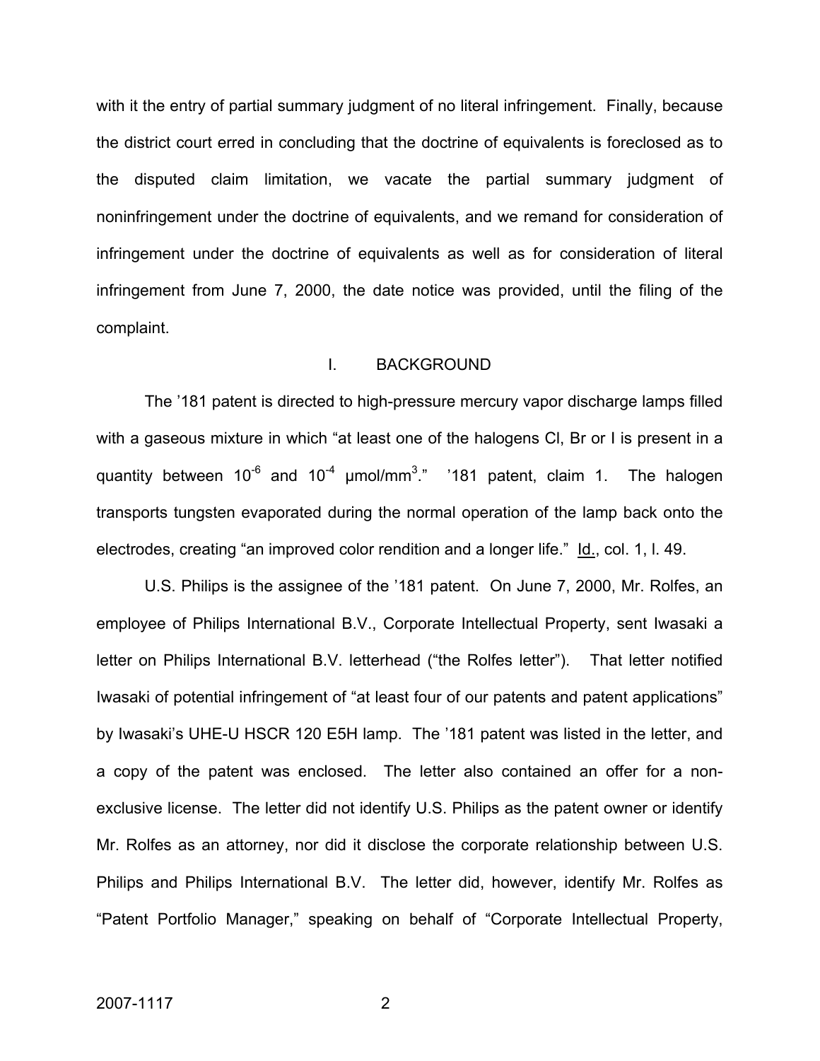with it the entry of partial summary judgment of no literal infringement. Finally, because the district court erred in concluding that the doctrine of equivalents is foreclosed as to the disputed claim limitation, we vacate the partial summary judgment of noninfringement under the doctrine of equivalents, and we remand for consideration of infringement under the doctrine of equivalents as well as for consideration of literal infringement from June 7, 2000, the date notice was provided, until the filing of the complaint.

## I. BACKGROUND

The '181 patent is directed to high-pressure mercury vapor discharge lamps filled with a gaseous mixture in which "at least one of the halogens Cl, Br or I is present in a quantity between $10^{-6}$ and $10^{-4}$ μmol/mm$^3$." '181 patent, claim 1. The halogen transports tungsten evaporated during the normal operation of the lamp back onto the electrodes, creating "an improved color rendition and a longer life." Id., col. 1, l. 49.

U.S. Philips is the assignee of the '181 patent. On June 7, 2000, Mr. Rolfes, an employee of Philips International B.V., Corporate Intellectual Property, sent Iwasaki a letter on Philips International B.V. letterhead ("the Rolfes letter"). That letter notified Iwasaki of potential infringement of "at least four of our patents and patent applications" by Iwasaki's UHE-U HSCR 120 E5H lamp. The '181 patent was listed in the letter, and a copy of the patent was enclosed. The letter also contained an offer for a non-exclusive license. The letter did not identify U.S. Philips as the patent owner or identify Mr. Rolfes as an attorney, nor did it disclose the corporate relationship between U.S. Philips and Philips International B.V. The letter did, however, identify Mr. Rolfes as "Patent Portfolio Manager," speaking on behalf of "Corporate Intellectual Property,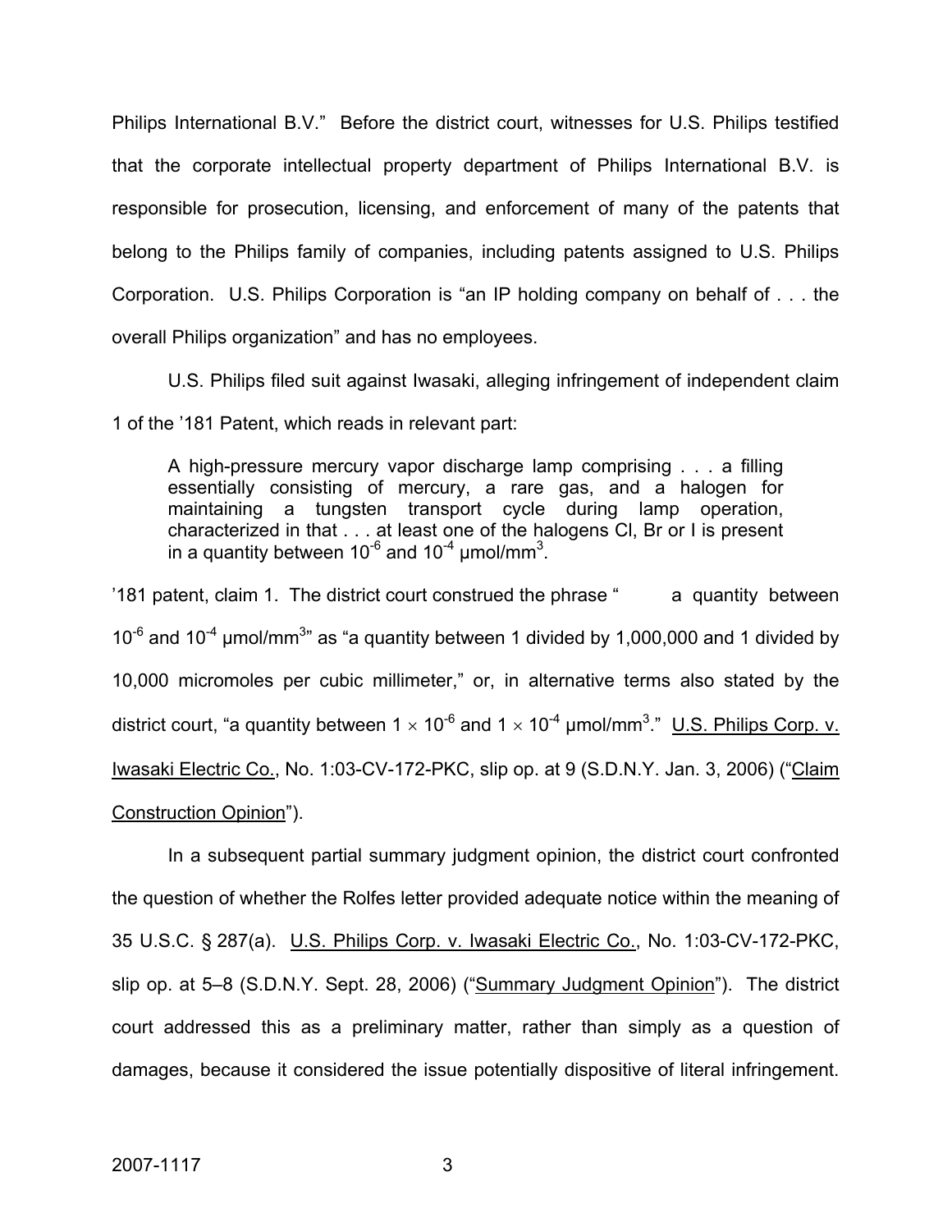Philips International B.V." Before the district court, witnesses for U.S. Philips testified that the corporate intellectual property department of Philips International B.V. is responsible for prosecution, licensing, and enforcement of many of the patents that belong to the Philips family of companies, including patents assigned to U.S. Philips Corporation. U.S. Philips Corporation is "an IP holding company on behalf of . . . the overall Philips organization" and has no employees.

U.S. Philips filed suit against Iwasaki, alleging infringement of independent claim 1 of the '181 Patent, which reads in relevant part:

> A high-pressure mercury vapor discharge lamp comprising . . . a filling essentially consisting of mercury, a rare gas, and a halogen for maintaining a tungsten transport cycle during lamp operation, characterized in that . . . at least one of the halogens Cl, Br or I is present in a quantity between $10^{-6}$ and $10^{-4}$ μmol/mm$^3$.

'181 patent, claim 1. The district court construed the phrase " a quantity between $10^{-6}$ and $10^{-4}$ μmol/mm$^3$" as "a quantity between 1 divided by 1,000,000 and 1 divided by 10,000 micromoles per cubic millimeter," or, in alternative terms also stated by the district court, "a quantity between $1 \times 10^{-6}$ and $1 \times 10^{-4}$ μmol/mm$^3$." U.S. Philips Corp. v. Iwasaki Electric Co., No. 1:03-CV-172-PKC, slip op. at 9 (S.D.N.Y. Jan. 3, 2006) ("Claim Construction Opinion").

In a subsequent partial summary judgment opinion, the district court confronted the question of whether the Rolfes letter provided adequate notice within the meaning of 35 U.S.C. § 287(a). U.S. Philips Corp. v. Iwasaki Electric Co., No. 1:03-CV-172-PKC, slip op. at 5–8 (S.D.N.Y. Sept. 28, 2006) ("Summary Judgment Opinion"). The district court addressed this as a preliminary matter, rather than simply as a question of damages, because it considered the issue potentially dispositive of literal infringement.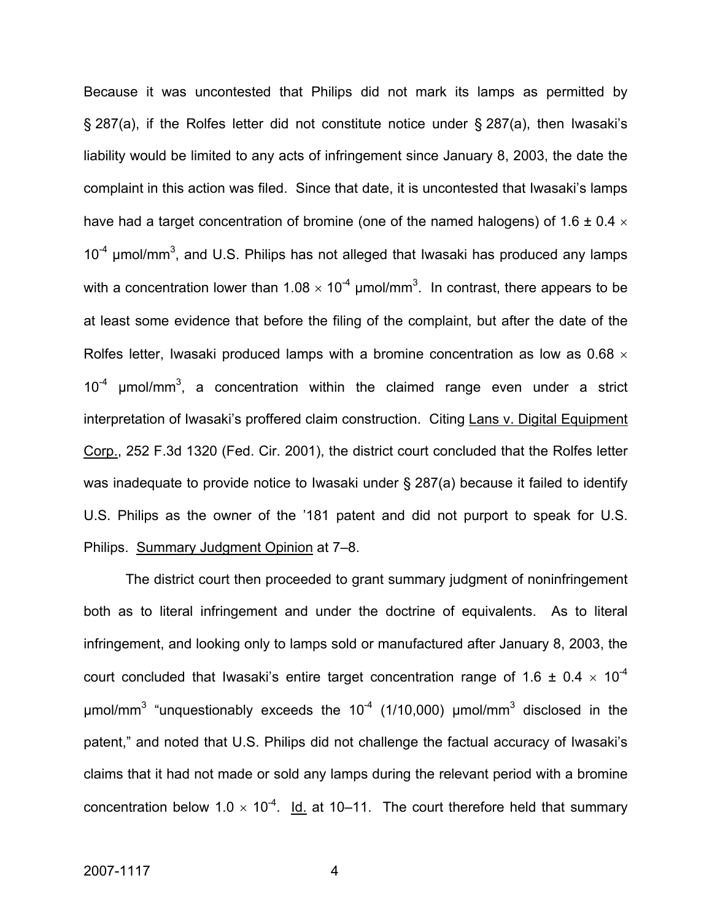Because it was uncontested that Philips did not mark its lamps as permitted by § 287(a), if the Rolfes letter did not constitute notice under § 287(a), then Iwasaki's liability would be limited to any acts of infringement since January 8, 2003, the date the complaint in this action was filed. Since that date, it is uncontested that Iwasaki's lamps have had a target concentration of bromine (one of the named halogens) of $1.6 \pm 0.4 \times 10^{-4}$ µmol/mm$^3$, and U.S. Philips has not alleged that Iwasaki has produced any lamps with a concentration lower than $1.08 \times 10^{-4}$ µmol/mm$^3$. In contrast, there appears to be at least some evidence that before the filing of the complaint, but after the date of the Rolfes letter, Iwasaki produced lamps with a bromine concentration as low as $0.68 \times 10^{-4}$ µmol/mm$^3$, a concentration within the claimed range even under a strict interpretation of Iwasaki's proffered claim construction. Citing Lans v. Digital Equipment Corp., 252 F.3d 1320 (Fed. Cir. 2001), the district court concluded that the Rolfes letter was inadequate to provide notice to Iwasaki under § 287(a) because it failed to identify U.S. Philips as the owner of the '181 patent and did not purport to speak for U.S. Philips. Summary Judgment Opinion at 7–8.

The district court then proceeded to grant summary judgment of noninfringement both as to literal infringement and under the doctrine of equivalents. As to literal infringement, and looking only to lamps sold or manufactured after January 8, 2003, the court concluded that Iwasaki's entire target concentration range of $1.6 \pm 0.4 \times 10^{-4}$ µmol/mm$^3$ "unquestionably exceeds the $10^{-4}$ (1/10,000) µmol/mm$^3$ disclosed in the patent," and noted that U.S. Philips did not challenge the factual accuracy of Iwasaki's claims that it had not made or sold any lamps during the relevant period with a bromine concentration below $1.0 \times 10^{-4}$. Id. at 10–11. The court therefore held that summary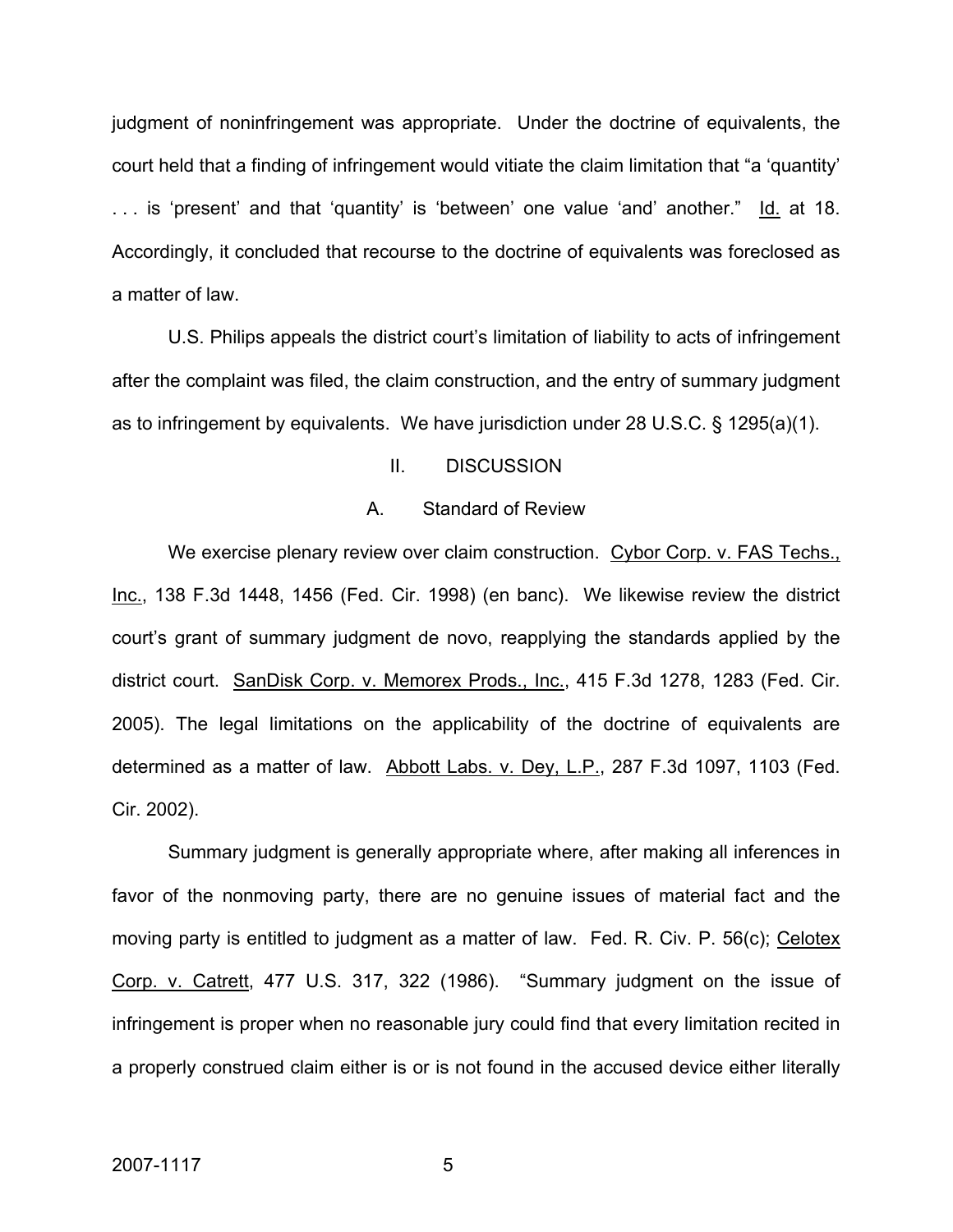judgment of noninfringement was appropriate. Under the doctrine of equivalents, the court held that a finding of infringement would vitiate the claim limitation that "a 'quantity' . . . is 'present' and that 'quantity' is 'between' one value 'and' another." Id. at 18. Accordingly, it concluded that recourse to the doctrine of equivalents was foreclosed as a matter of law.

U.S. Philips appeals the district court's limitation of liability to acts of infringement after the complaint was filed, the claim construction, and the entry of summary judgment as to infringement by equivalents. We have jurisdiction under 28 U.S.C. § 1295(a)(1).

## II. DISCUSSION

### A. Standard of Review

We exercise plenary review over claim construction. Cybor Corp. v. FAS Techs., Inc., 138 F.3d 1448, 1456 (Fed. Cir. 1998) (en banc). We likewise review the district court's grant of summary judgment de novo, reapplying the standards applied by the district court. SanDisk Corp. v. Memorex Prods., Inc., 415 F.3d 1278, 1283 (Fed. Cir. 2005). The legal limitations on the applicability of the doctrine of equivalents are determined as a matter of law. Abbott Labs. v. Dey, L.P., 287 F.3d 1097, 1103 (Fed. Cir. 2002).

Summary judgment is generally appropriate where, after making all inferences in favor of the nonmoving party, there are no genuine issues of material fact and the moving party is entitled to judgment as a matter of law. Fed. R. Civ. P. 56(c); Celotex Corp. v. Catrett, 477 U.S. 317, 322 (1986). "Summary judgment on the issue of infringement is proper when no reasonable jury could find that every limitation recited in a properly construed claim either is or is not found in the accused device either literally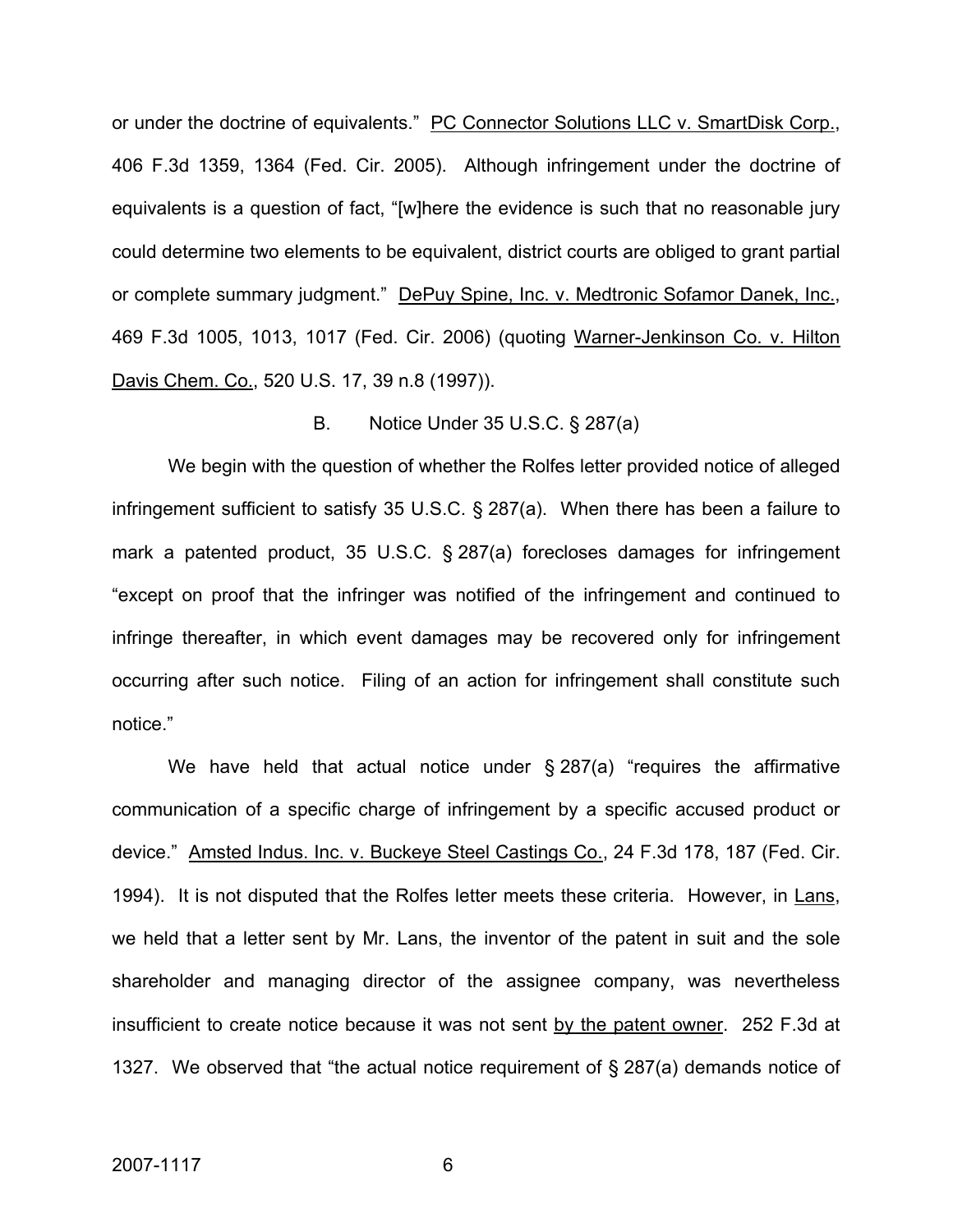or under the doctrine of equivalents." PC Connector Solutions LLC v. SmartDisk Corp., 406 F.3d 1359, 1364 (Fed. Cir. 2005). Although infringement under the doctrine of equivalents is a question of fact, "[w]here the evidence is such that no reasonable jury could determine two elements to be equivalent, district courts are obliged to grant partial or complete summary judgment." DePuy Spine, Inc. v. Medtronic Sofamor Danek, Inc., 469 F.3d 1005, 1013, 1017 (Fed. Cir. 2006) (quoting Warner-Jenkinson Co. v. Hilton Davis Chem. Co., 520 U.S. 17, 39 n.8 (1997)).

### B. Notice Under 35 U.S.C. § 287(a)

We begin with the question of whether the Rolfes letter provided notice of alleged infringement sufficient to satisfy 35 U.S.C. § 287(a). When there has been a failure to mark a patented product, 35 U.S.C. § 287(a) forecloses damages for infringement "except on proof that the infringer was notified of the infringement and continued to infringe thereafter, in which event damages may be recovered only for infringement occurring after such notice. Filing of an action for infringement shall constitute such notice."

We have held that actual notice under § 287(a) "requires the affirmative communication of a specific charge of infringement by a specific accused product or device." Amsted Indus. Inc. v. Buckeye Steel Castings Co., 24 F.3d 178, 187 (Fed. Cir. 1994). It is not disputed that the Rolfes letter meets these criteria. However, in Lans, we held that a letter sent by Mr. Lans, the inventor of the patent in suit and the sole shareholder and managing director of the assignee company, was nevertheless insufficient to create notice because it was not sent by the patent owner. 252 F.3d at 1327. We observed that "the actual notice requirement of § 287(a) demands notice of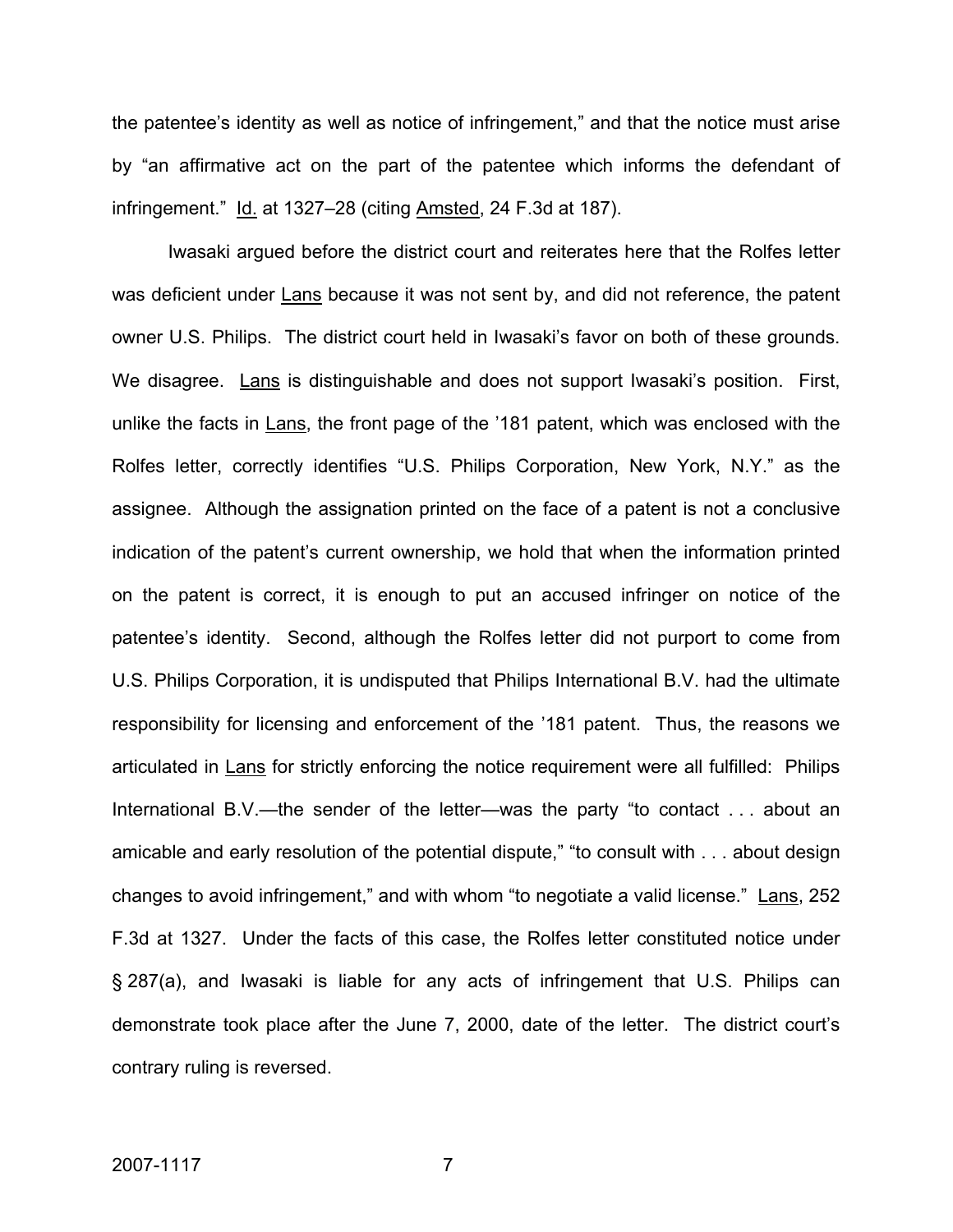the patentee's identity as well as notice of infringement," and that the notice must arise by "an affirmative act on the part of the patentee which informs the defendant of infringement." Id. at 1327–28 (citing Amsted, 24 F.3d at 187).

Iwasaki argued before the district court and reiterates here that the Rolfes letter was deficient under Lans because it was not sent by, and did not reference, the patent owner U.S. Philips. The district court held in Iwasaki's favor on both of these grounds. We disagree. Lans is distinguishable and does not support Iwasaki's position. First, unlike the facts in Lans, the front page of the '181 patent, which was enclosed with the Rolfes letter, correctly identifies "U.S. Philips Corporation, New York, N.Y." as the assignee. Although the assignation printed on the face of a patent is not a conclusive indication of the patent's current ownership, we hold that when the information printed on the patent is correct, it is enough to put an accused infringer on notice of the patentee's identity. Second, although the Rolfes letter did not purport to come from U.S. Philips Corporation, it is undisputed that Philips International B.V. had the ultimate responsibility for licensing and enforcement of the '181 patent. Thus, the reasons we articulated in Lans for strictly enforcing the notice requirement were all fulfilled: Philips International B.V.—the sender of the letter—was the party "to contact . . . about an amicable and early resolution of the potential dispute," "to consult with . . . about design changes to avoid infringement," and with whom "to negotiate a valid license." Lans, 252 F.3d at 1327. Under the facts of this case, the Rolfes letter constituted notice under § 287(a), and Iwasaki is liable for any acts of infringement that U.S. Philips can demonstrate took place after the June 7, 2000, date of the letter. The district court's contrary ruling is reversed.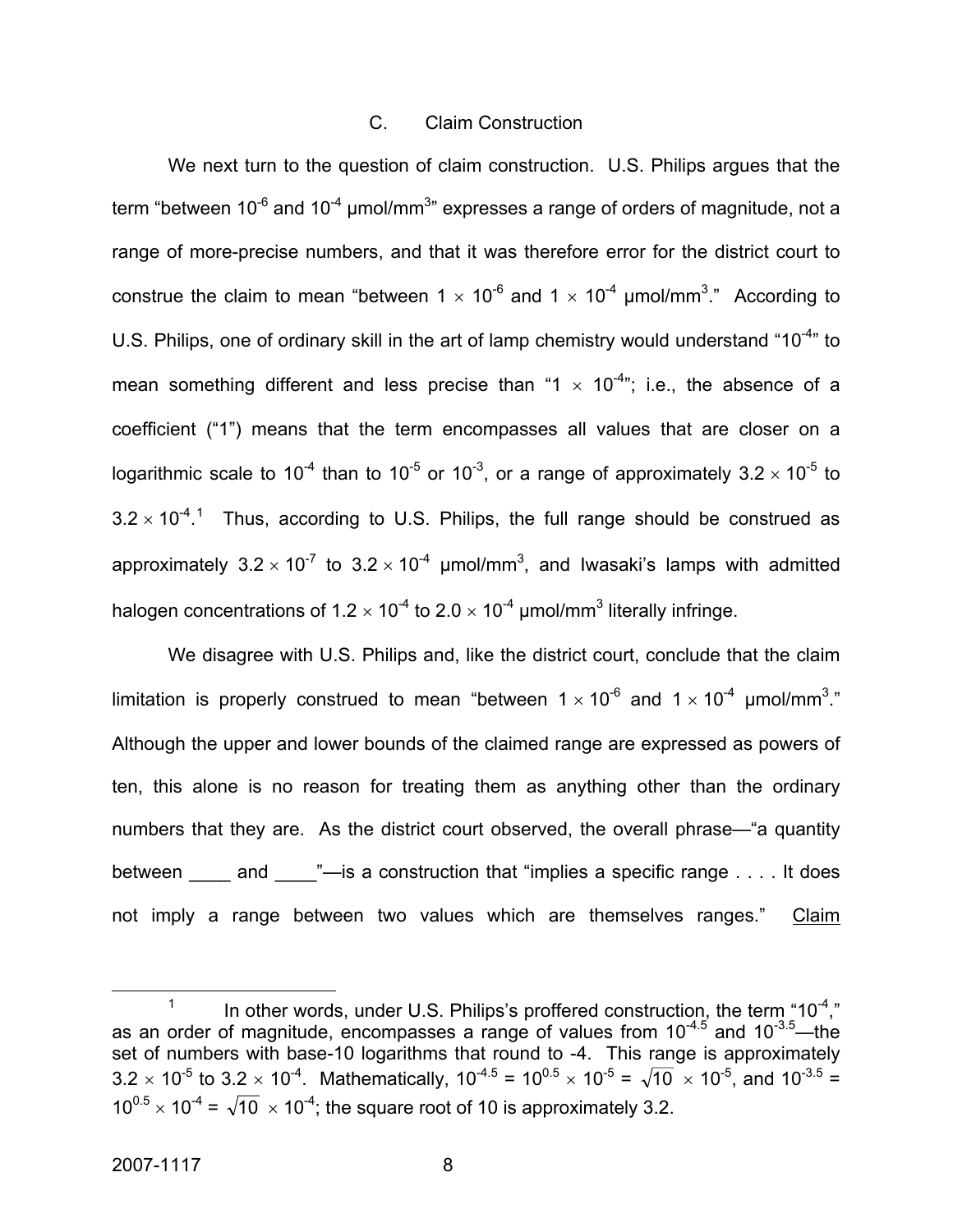### C. Claim Construction

We next turn to the question of claim construction. U.S. Philips argues that the term "between $10^{-6}$ and $10^{-4}$ μmol/mm$^3$" expresses a range of orders of magnitude, not a range of more-precise numbers, and that it was therefore error for the district court to construe the claim to mean "between $1 \times 10^{-6}$ and $1 \times 10^{-4}$ μmol/mm$^3$." According to U.S. Philips, one of ordinary skill in the art of lamp chemistry would understand "$10^{-4}$" to mean something different and less precise than "$1 \times 10^{-4}$"; i.e., the absence of a coefficient ("1") means that the term encompasses all values that are closer on a logarithmic scale to $10^{-4}$ than to $10^{-5}$ or $10^{-3}$, or a range of approximately $3.2 \times 10^{-5}$ to $3.2 \times 10^{-4}$.[1] Thus, according to U.S. Philips, the full range should be construed as approximately $3.2 \times 10^{-7}$ to $3.2 \times 10^{-4}$ μmol/mm$^3$, and Iwasaki's lamps with admitted halogen concentrations of $1.2 \times 10^{-4}$ to $2.0 \times 10^{-4}$ μmol/mm$^3$ literally infringe.

We disagree with U.S. Philips and, like the district court, conclude that the claim limitation is properly construed to mean "between $1 \times 10^{-6}$ and $1 \times 10^{-4}$ μmol/mm$^3$." Although the upper and lower bounds of the claimed range are expressed as powers of ten, this alone is no reason for treating them as anything other than the ordinary numbers that they are. As the district court observed, the overall phrase—"a quantity between ____ and ____"—is a construction that "implies a specific range . . . . It does not imply a range between two values which are themselves ranges." <u>Claim</u>

---

[1] In other words, under U.S. Philips's proffered construction, the term "$10^{-4}$," as an order of magnitude, encompasses a range of values from $10^{-4.5}$ and $10^{-3.5}$—the set of numbers with base-10 logarithms that round to -4. This range is approximately $3.2 \times 10^{-5}$ to $3.2 \times 10^{-4}$. Mathematically, $10^{-4.5} = 10^{0.5} \times 10^{-5} = \sqrt{10} \times 10^{-5}$, and $10^{-3.5} = 10^{0.5} \times 10^{-4} = \sqrt{10} \times 10^{-4}$; the square root of 10 is approximately 3.2.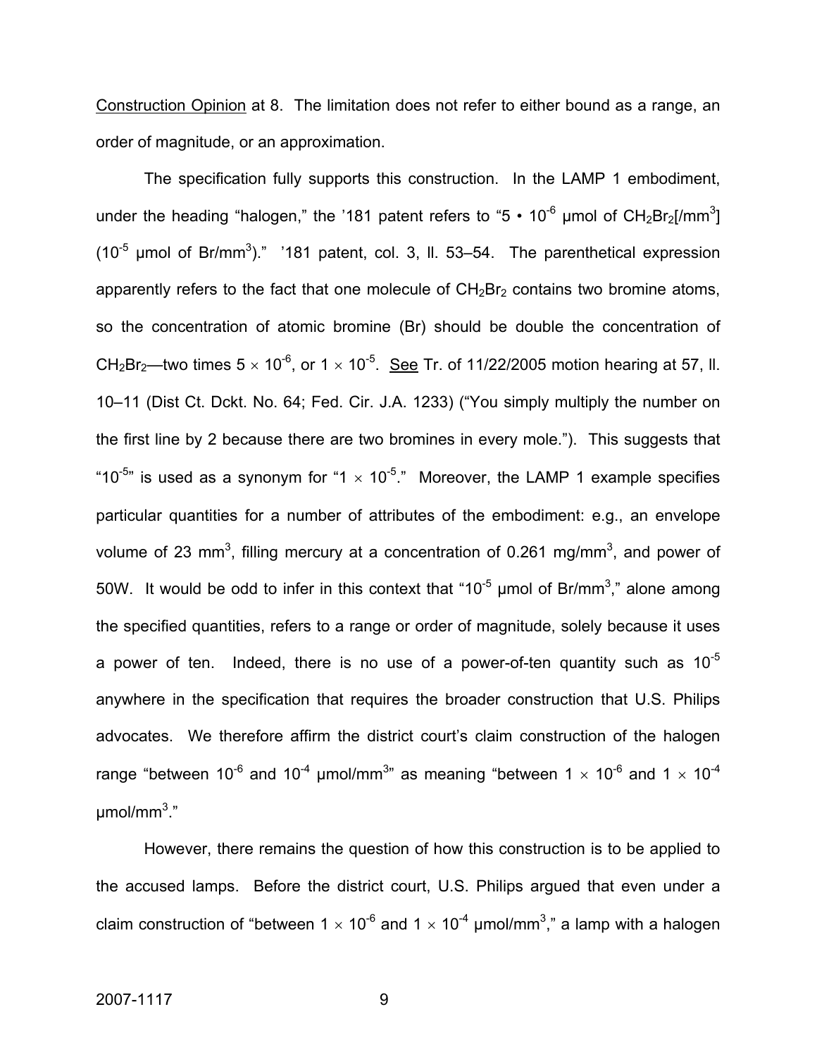Construction Opinion at 8. The limitation does not refer to either bound as a range, an order of magnitude, or an approximation.

The specification fully supports this construction. In the LAMP 1 embodiment, under the heading "halogen," the '181 patent refers to "$5 \cdot 10^{-6}$ μmol of $CH_2Br_2$[/$mm^3$] ($10^{-5}$ μmol of Br/$mm^3$)." '181 patent, col. 3, ll. 53–54. The parenthetical expression apparently refers to the fact that one molecule of $CH_2Br_2$ contains two bromine atoms, so the concentration of atomic bromine (Br) should be double the concentration of $CH_2Br_2$—two times $5 \times 10^{-6}$, or $1 \times 10^{-5}$. See Tr. of 11/22/2005 motion hearing at 57, ll. 10–11 (Dist Ct. Dckt. No. 64; Fed. Cir. J.A. 1233) ("You simply multiply the number on the first line by 2 because there are two bromines in every mole."). This suggests that "$10^{-5}$" is used as a synonym for "$1 \times 10^{-5}$." Moreover, the LAMP 1 example specifies particular quantities for a number of attributes of the embodiment: e.g., an envelope volume of 23 $mm^3$, filling mercury at a concentration of 0.261 mg/$mm^3$, and power of 50W. It would be odd to infer in this context that "$10^{-5}$ μmol of Br/$mm^3$," alone among the specified quantities, refers to a range or order of magnitude, solely because it uses a power of ten. Indeed, there is no use of a power-of-ten quantity such as $10^{-5}$ anywhere in the specification that requires the broader construction that U.S. Philips advocates. We therefore affirm the district court's claim construction of the halogen range "between $10^{-6}$ and $10^{-4}$ μmol/$mm^3$" as meaning "between $1 \times 10^{-6}$ and $1 \times 10^{-4}$ μmol/$mm^3$."

However, there remains the question of how this construction is to be applied to the accused lamps. Before the district court, U.S. Philips argued that even under a claim construction of "between $1 \times 10^{-6}$ and $1 \times 10^{-4}$ μmol/$mm^3$," a lamp with a halogen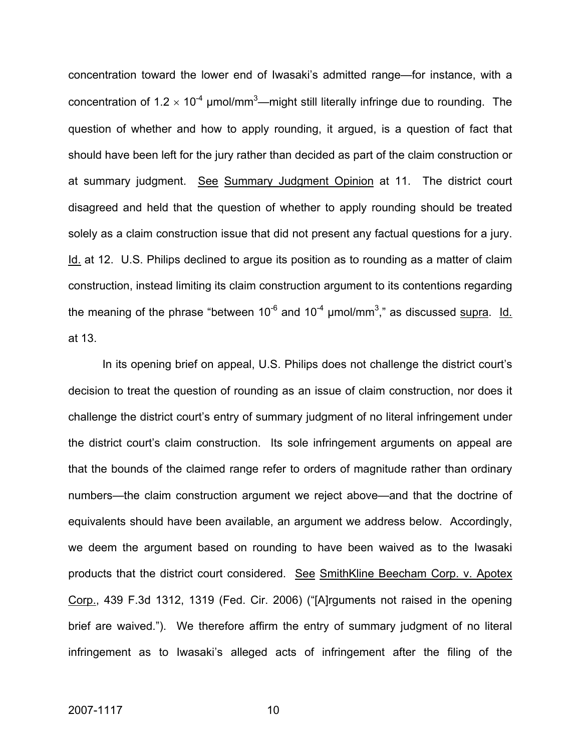concentration toward the lower end of Iwasaki's admitted range—for instance, with a concentration of $1.2 \times 10^{-4}$ μmol/mm$^3$—might still literally infringe due to rounding. The question of whether and how to apply rounding, it argued, is a question of fact that should have been left for the jury rather than decided as part of the claim construction or at summary judgment. See Summary Judgment Opinion at 11. The district court disagreed and held that the question of whether to apply rounding should be treated solely as a claim construction issue that did not present any factual questions for a jury. Id. at 12. U.S. Philips declined to argue its position as to rounding as a matter of claim construction, instead limiting its claim construction argument to its contentions regarding the meaning of the phrase "between $10^{-6}$ and $10^{-4}$ μmol/mm$^3$," as discussed supra. Id. at 13.

In its opening brief on appeal, U.S. Philips does not challenge the district court's decision to treat the question of rounding as an issue of claim construction, nor does it challenge the district court's entry of summary judgment of no literal infringement under the district court's claim construction. Its sole infringement arguments on appeal are that the bounds of the claimed range refer to orders of magnitude rather than ordinary numbers—the claim construction argument we reject above—and that the doctrine of equivalents should have been available, an argument we address below. Accordingly, we deem the argument based on rounding to have been waived as to the Iwasaki products that the district court considered. See SmithKline Beecham Corp. v. Apotex Corp., 439 F.3d 1312, 1319 (Fed. Cir. 2006) ("[A]rguments not raised in the opening brief are waived."). We therefore affirm the entry of summary judgment of no literal infringement as to Iwasaki's alleged acts of infringement after the filing of the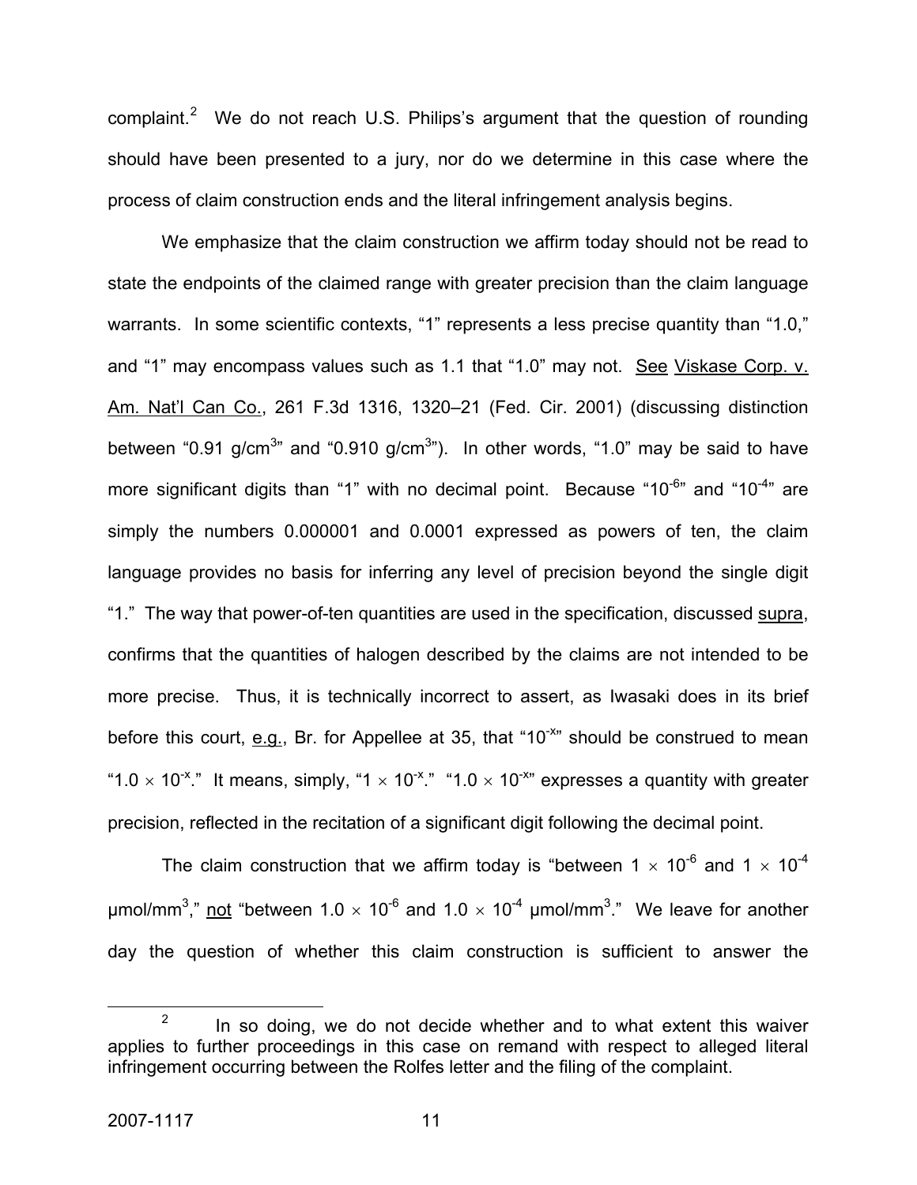complaint.[2] We do not reach U.S. Philips's argument that the question of rounding should have been presented to a jury, nor do we determine in this case where the process of claim construction ends and the literal infringement analysis begins.

We emphasize that the claim construction we affirm today should not be read to state the endpoints of the claimed range with greater precision than the claim language warrants. In some scientific contexts, "1" represents a less precise quantity than "1.0," and "1" may encompass values such as 1.1 that "1.0" may not. See Viskase Corp. v. Am. Nat'l Can Co., 261 F.3d 1316, 1320–21 (Fed. Cir. 2001) (discussing distinction between "0.91 g/cm$^3$" and "0.910 g/cm$^3$"). In other words, "1.0" may be said to have more significant digits than "1" with no decimal point. Because "$10^{-6}$" and "$10^{-4}$" are simply the numbers 0.000001 and 0.0001 expressed as powers of ten, the claim language provides no basis for inferring any level of precision beyond the single digit "1." The way that power-of-ten quantities are used in the specification, discussed supra, confirms that the quantities of halogen described by the claims are not intended to be more precise. Thus, it is technically incorrect to assert, as Iwasaki does in its brief before this court, e.g., Br. for Appellee at 35, that "$10^{-x}$" should be construed to mean "$1.0 \times 10^{-x}$." It means, simply, "$1 \times 10^{-x}$." "$1.0 \times 10^{-x}$" expresses a quantity with greater precision, reflected in the recitation of a significant digit following the decimal point.

The claim construction that we affirm today is "between $1 \times 10^{-6}$ and $1 \times 10^{-4}$ µmol/mm$^3$," not "between $1.0 \times 10^{-6}$ and $1.0 \times 10^{-4}$ µmol/mm$^3$." We leave for another day the question of whether this claim construction is sufficient to answer the

[2] In so doing, we do not decide whether and to what extent this waiver applies to further proceedings in this case on remand with respect to alleged literal infringement occurring between the Rolfes letter and the filing of the complaint.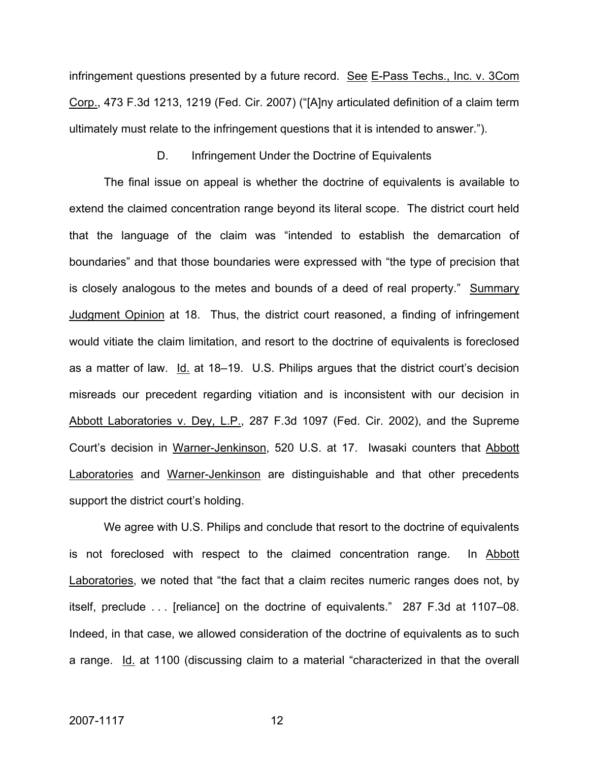infringement questions presented by a future record. See E-Pass Techs., Inc. v. 3Com Corp., 473 F.3d 1213, 1219 (Fed. Cir. 2007) ("[A]ny articulated definition of a claim term ultimately must relate to the infringement questions that it is intended to answer.").

### D. Infringement Under the Doctrine of Equivalents

The final issue on appeal is whether the doctrine of equivalents is available to extend the claimed concentration range beyond its literal scope. The district court held that the language of the claim was "intended to establish the demarcation of boundaries" and that those boundaries were expressed with "the type of precision that is closely analogous to the metes and bounds of a deed of real property." Summary Judgment Opinion at 18. Thus, the district court reasoned, a finding of infringement would vitiate the claim limitation, and resort to the doctrine of equivalents is foreclosed as a matter of law. Id. at 18–19. U.S. Philips argues that the district court's decision misreads our precedent regarding vitiation and is inconsistent with our decision in Abbott Laboratories v. Dey, L.P., 287 F.3d 1097 (Fed. Cir. 2002), and the Supreme Court's decision in Warner-Jenkinson, 520 U.S. at 17. Iwasaki counters that Abbott Laboratories and Warner-Jenkinson are distinguishable and that other precedents support the district court's holding.

We agree with U.S. Philips and conclude that resort to the doctrine of equivalents is not foreclosed with respect to the claimed concentration range. In Abbott Laboratories, we noted that "the fact that a claim recites numeric ranges does not, by itself, preclude . . . [reliance] on the doctrine of equivalents." 287 F.3d at 1107–08. Indeed, in that case, we allowed consideration of the doctrine of equivalents as to such a range. Id. at 1100 (discussing claim to a material "characterized in that the overall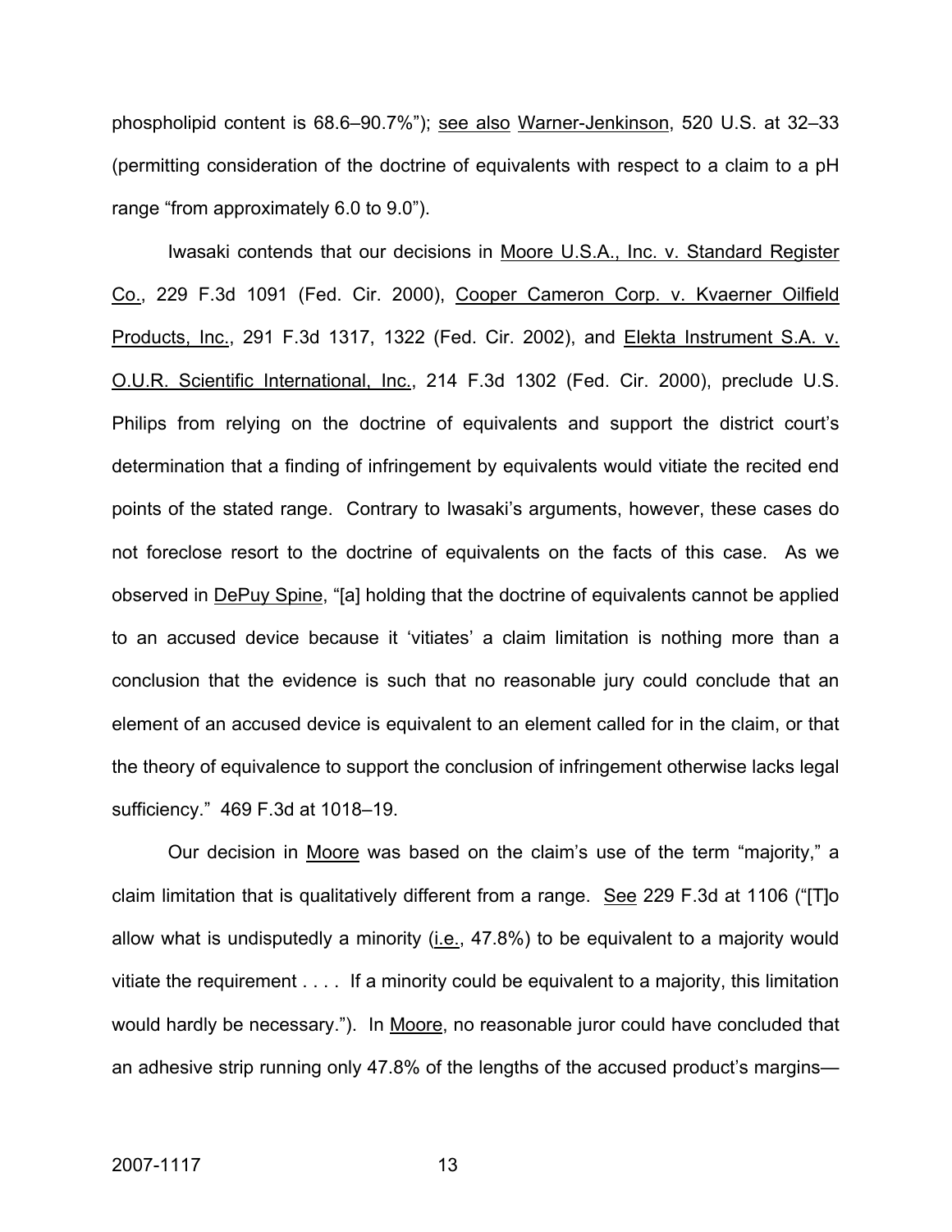phospholipid content is 68.6–90.7%"); see also Warner-Jenkinson, 520 U.S. at 32–33 (permitting consideration of the doctrine of equivalents with respect to a claim to a pH range "from approximately 6.0 to 9.0").

Iwasaki contends that our decisions in Moore U.S.A., Inc. v. Standard Register Co., 229 F.3d 1091 (Fed. Cir. 2000), Cooper Cameron Corp. v. Kvaerner Oilfield Products, Inc., 291 F.3d 1317, 1322 (Fed. Cir. 2002), and Elekta Instrument S.A. v. O.U.R. Scientific International, Inc., 214 F.3d 1302 (Fed. Cir. 2000), preclude U.S. Philips from relying on the doctrine of equivalents and support the district court's determination that a finding of infringement by equivalents would vitiate the recited end points of the stated range. Contrary to Iwasaki's arguments, however, these cases do not foreclose resort to the doctrine of equivalents on the facts of this case. As we observed in DePuy Spine, "[a] holding that the doctrine of equivalents cannot be applied to an accused device because it 'vitiates' a claim limitation is nothing more than a conclusion that the evidence is such that no reasonable jury could conclude that an element of an accused device is equivalent to an element called for in the claim, or that the theory of equivalence to support the conclusion of infringement otherwise lacks legal sufficiency." 469 F.3d at 1018–19.

Our decision in Moore was based on the claim's use of the term "majority," a claim limitation that is qualitatively different from a range. See 229 F.3d at 1106 ("[T]o allow what is undisputedly a minority (i.e., 47.8%) to be equivalent to a majority would vitiate the requirement . . . . If a minority could be equivalent to a majority, this limitation would hardly be necessary."). In Moore, no reasonable juror could have concluded that an adhesive strip running only 47.8% of the lengths of the accused product's margins—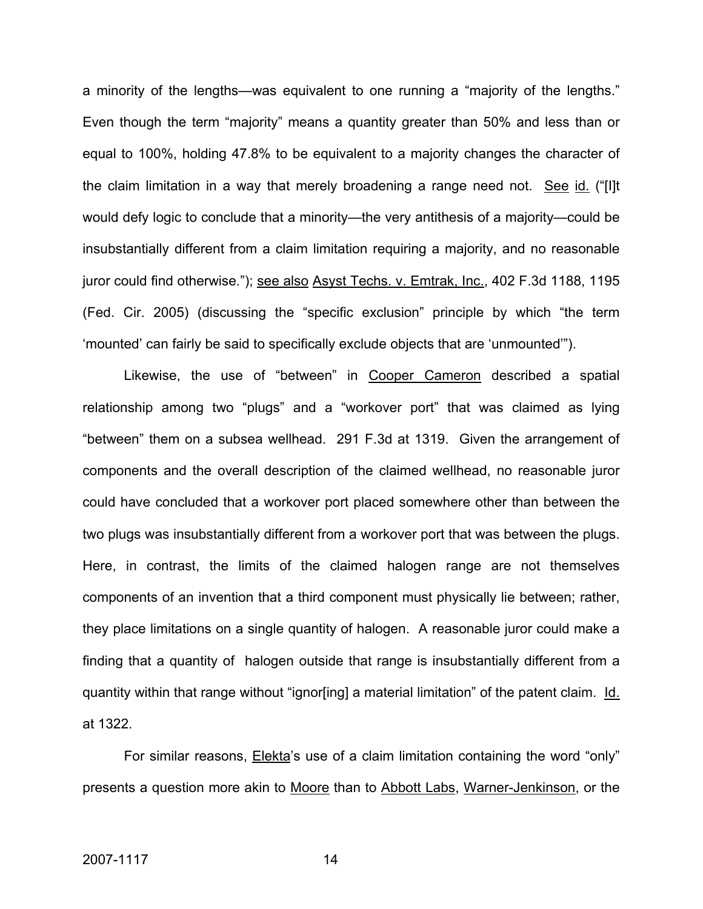a minority of the lengths—was equivalent to one running a "majority of the lengths." Even though the term "majority" means a quantity greater than 50% and less than or equal to 100%, holding 47.8% to be equivalent to a majority changes the character of the claim limitation in a way that merely broadening a range need not. See id. ("[I]t would defy logic to conclude that a minority—the very antithesis of a majority—could be insubstantially different from a claim limitation requiring a majority, and no reasonable juror could find otherwise."); see also Asyst Techs. v. Emtrak, Inc., 402 F.3d 1188, 1195 (Fed. Cir. 2005) (discussing the "specific exclusion" principle by which "the term 'mounted' can fairly be said to specifically exclude objects that are 'unmounted'").

Likewise, the use of "between" in Cooper Cameron described a spatial relationship among two "plugs" and a "workover port" that was claimed as lying "between" them on a subsea wellhead. 291 F.3d at 1319. Given the arrangement of components and the overall description of the claimed wellhead, no reasonable juror could have concluded that a workover port placed somewhere other than between the two plugs was insubstantially different from a workover port that was between the plugs. Here, in contrast, the limits of the claimed halogen range are not themselves components of an invention that a third component must physically lie between; rather, they place limitations on a single quantity of halogen. A reasonable juror could make a finding that a quantity of halogen outside that range is insubstantially different from a quantity within that range without "ignor[ing] a material limitation" of the patent claim. Id. at 1322.

For similar reasons, Elekta's use of a claim limitation containing the word "only" presents a question more akin to Moore than to Abbott Labs, Warner-Jenkinson, or the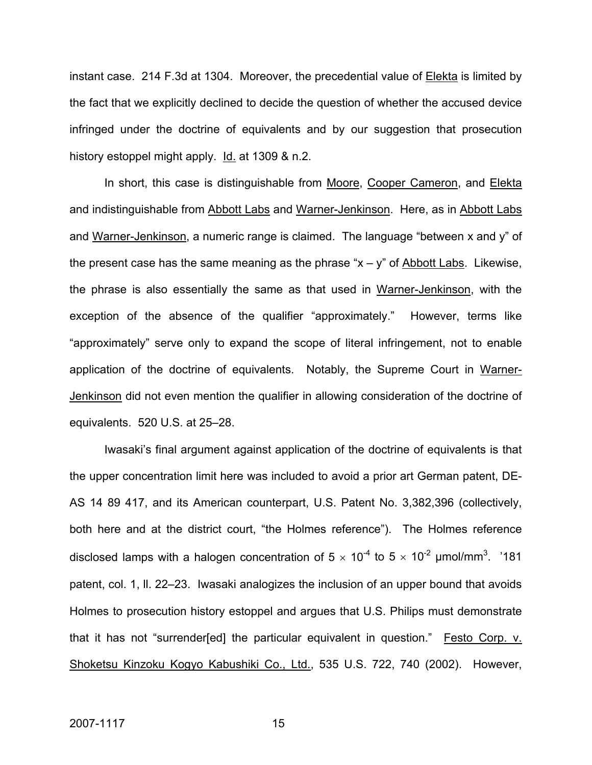instant case. 214 F.3d at 1304. Moreover, the precedential value of Elekta is limited by the fact that we explicitly declined to decide the question of whether the accused device infringed under the doctrine of equivalents and by our suggestion that prosecution history estoppel might apply. Id. at 1309 & n.2.

In short, this case is distinguishable from Moore, Cooper Cameron, and Elekta and indistinguishable from Abbott Labs and Warner-Jenkinson. Here, as in Abbott Labs and Warner-Jenkinson, a numeric range is claimed. The language "between x and y" of the present case has the same meaning as the phrase "x – y" of Abbott Labs. Likewise, the phrase is also essentially the same as that used in Warner-Jenkinson, with the exception of the absence of the qualifier "approximately." However, terms like "approximately" serve only to expand the scope of literal infringement, not to enable application of the doctrine of equivalents. Notably, the Supreme Court in Warner-Jenkinson did not even mention the qualifier in allowing consideration of the doctrine of equivalents. 520 U.S. at 25–28.

Iwasaki's final argument against application of the doctrine of equivalents is that the upper concentration limit here was included to avoid a prior art German patent, DE-AS 14 89 417, and its American counterpart, U.S. Patent No. 3,382,396 (collectively, both here and at the district court, "the Holmes reference"). The Holmes reference disclosed lamps with a halogen concentration of $5 \times 10^{-4}$ to $5 \times 10^{-2}$ μmol/mm$^3$. '181 patent, col. 1, ll. 22–23. Iwasaki analogizes the inclusion of an upper bound that avoids Holmes to prosecution history estoppel and argues that U.S. Philips must demonstrate that it has not "surrender[ed] the particular equivalent in question." Festo Corp. v. Shoketsu Kinzoku Kogyo Kabushiki Co., Ltd., 535 U.S. 722, 740 (2002). However,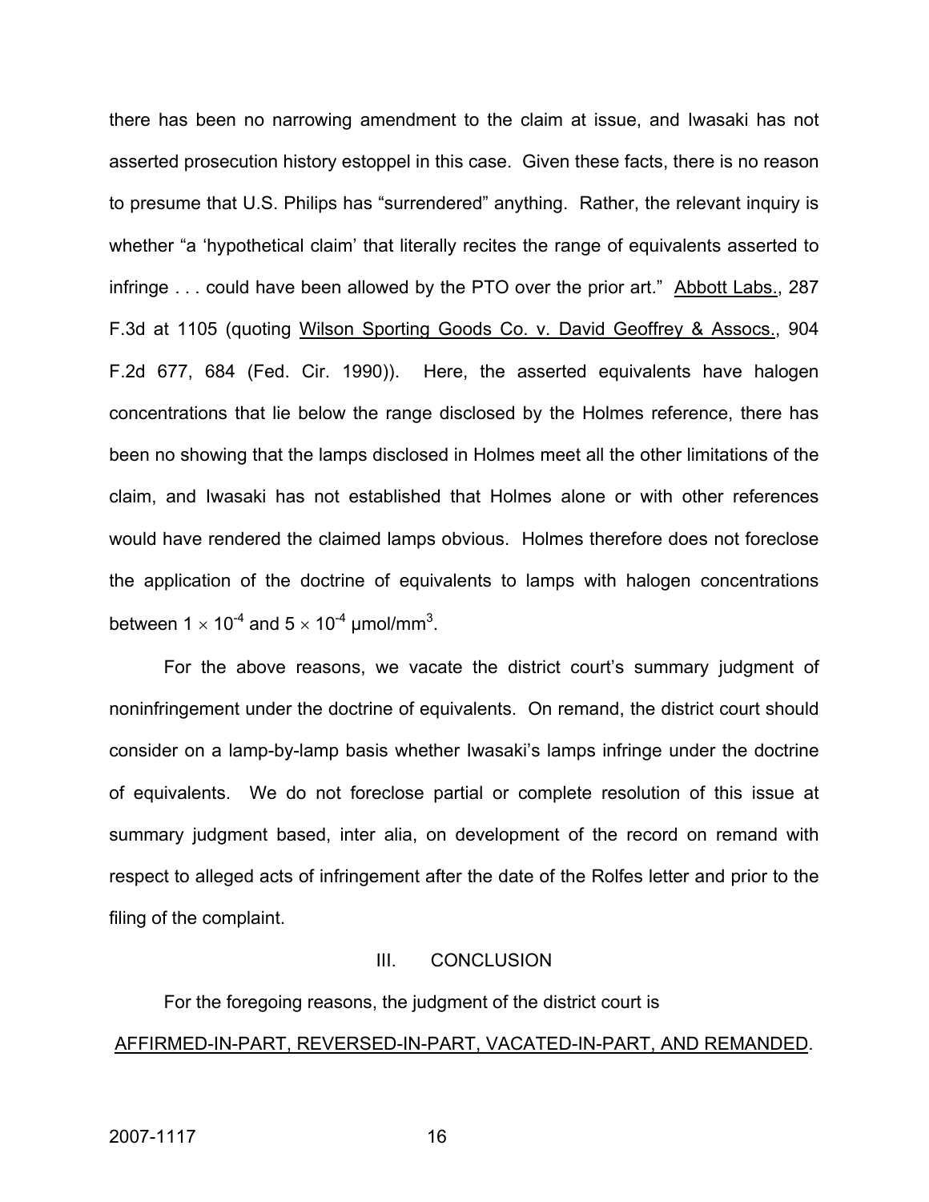there has been no narrowing amendment to the claim at issue, and Iwasaki has not asserted prosecution history estoppel in this case. Given these facts, there is no reason to presume that U.S. Philips has "surrendered" anything. Rather, the relevant inquiry is whether "a 'hypothetical claim' that literally recites the range of equivalents asserted to infringe . . . could have been allowed by the PTO over the prior art." Abbott Labs., 287 F.3d at 1105 (quoting Wilson Sporting Goods Co. v. David Geoffrey & Assocs., 904 F.2d 677, 684 (Fed. Cir. 1990)). Here, the asserted equivalents have halogen concentrations that lie below the range disclosed by the Holmes reference, there has been no showing that the lamps disclosed in Holmes meet all the other limitations of the claim, and Iwasaki has not established that Holmes alone or with other references would have rendered the claimed lamps obvious. Holmes therefore does not foreclose the application of the doctrine of equivalents to lamps with halogen concentrations between $1 \times 10^{-4}$ and $5 \times 10^{-4}$ μmol/mm$^3$.

For the above reasons, we vacate the district court's summary judgment of noninfringement under the doctrine of equivalents. On remand, the district court should consider on a lamp-by-lamp basis whether Iwasaki's lamps infringe under the doctrine of equivalents. We do not foreclose partial or complete resolution of this issue at summary judgment based, inter alia, on development of the record on remand with respect to alleged acts of infringement after the date of the Rolfes letter and prior to the filing of the complaint.

## III. CONCLUSION

For the foregoing reasons, the judgment of the district court is

AFFIRMED-IN-PART, REVERSED-IN-PART, VACATED-IN-PART, AND REMANDED.

2007-1117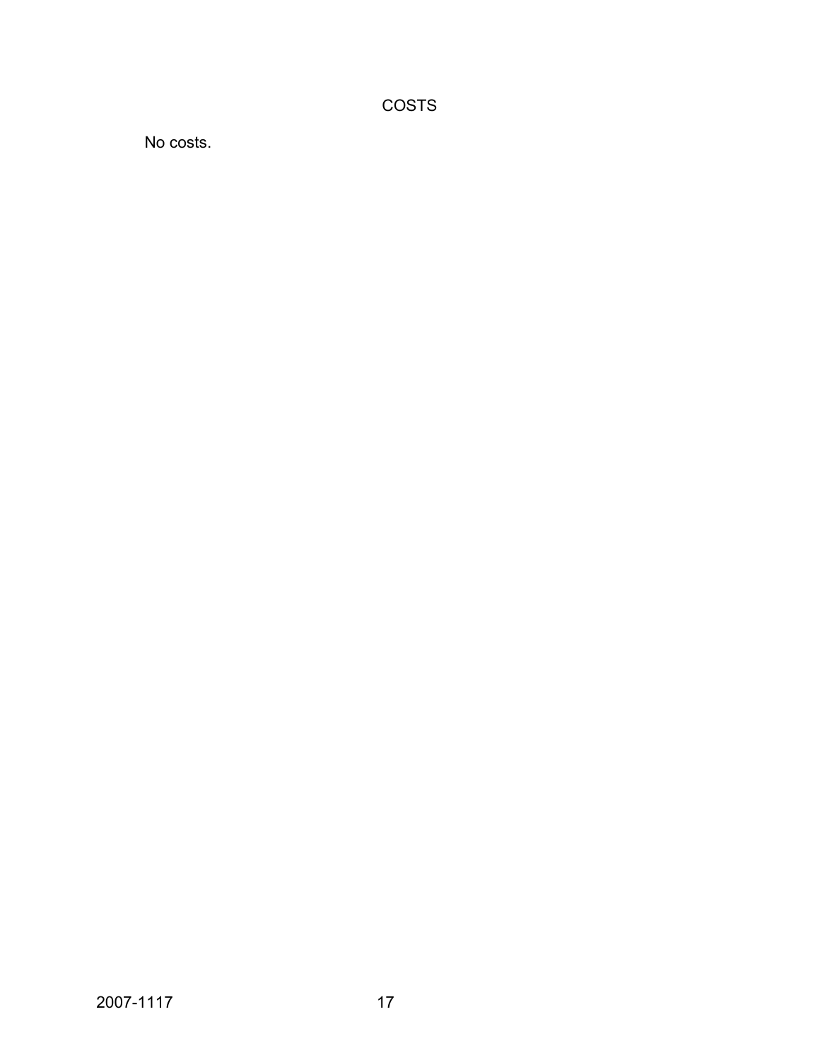## COSTS

No costs.